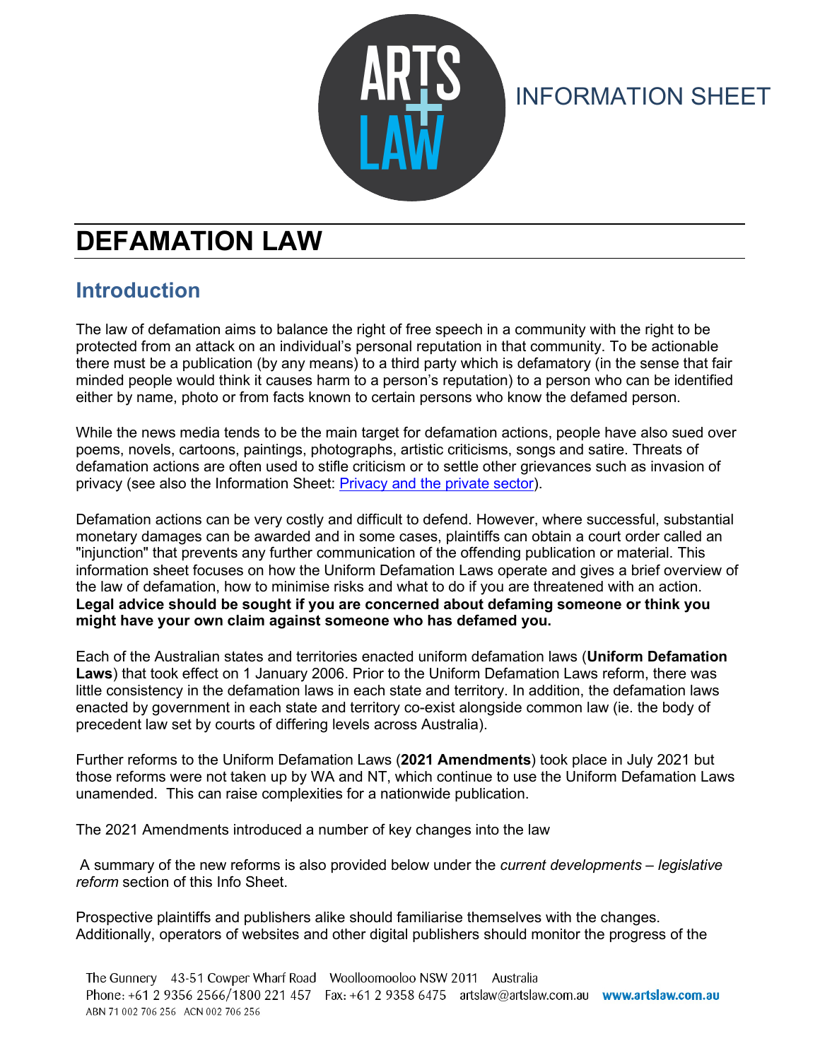INFORMATION SHEET

# DEFAMATION LAW

## Introduction

The law of defamation aims to balance the right of free speech in a community with the right to be protected from an attack on an individual's personal reputation in that community. To be actionable there must be a publication (by any means) to a third party which is defamatory (in the sense that fair minded people would think it causes harm to a person's reputation) to a person who can be identified either by name, photo or from facts known to certain persons who know the defamed person.

While the news media tends to be the main target for defamation actions, people have also sued over poems, novels, cartoons, paintings, photographs, artistic criticisms, songs and satire. Threats of defamation actions are often used to stifle criticism or to settle other grievances such as invasion of privacy (see also the Information Sheet: [Privacy and the private sector]).

Defamation actions can be very costly and difficult to defend. However, where successful, substantial monetary damages can be awarded and in some cases, plaintiffs can obtain a court order called an "injunction" that prevents any further communication of the offending publication or material. This information sheet focuses on how the Uniform Defamation Laws operate and gives a brief overview of the law of defamation, how to minimise risks and what to do if you are threatened with an action. **Legal advice should be sought if you are concerned about defaming someone or think you might have your own claim against someone who has defamed you.**

Each of the Australian states and territories enacted uniform defamation laws (**Uniform Defamation Laws**) that took effect on 1 January 2006. Prior to the Uniform Defamation Laws reform, there was little consistency in the defamation laws in each state and territory. In addition, the defamation laws enacted by government in each state and territory co-exist alongside common law (ie. the body of precedent law set by courts of differing levels across Australia).

Further reforms to the Uniform Defamation Laws (**2021 Amendments**) took place in July 2021 but those reforms were not taken up by WA and NT, which continue to use the Uniform Defamation Laws unamended. This can raise complexities for a nationwide publication.

The 2021 Amendments introduced a number of key changes into the law

A summary of the new reforms is also provided below under the *current developments – legislative reform* section of this Info Sheet.

Prospective plaintiffs and publishers alike should familiarise themselves with the changes. Additionally, operators of websites and other digital publishers should monitor the progress of the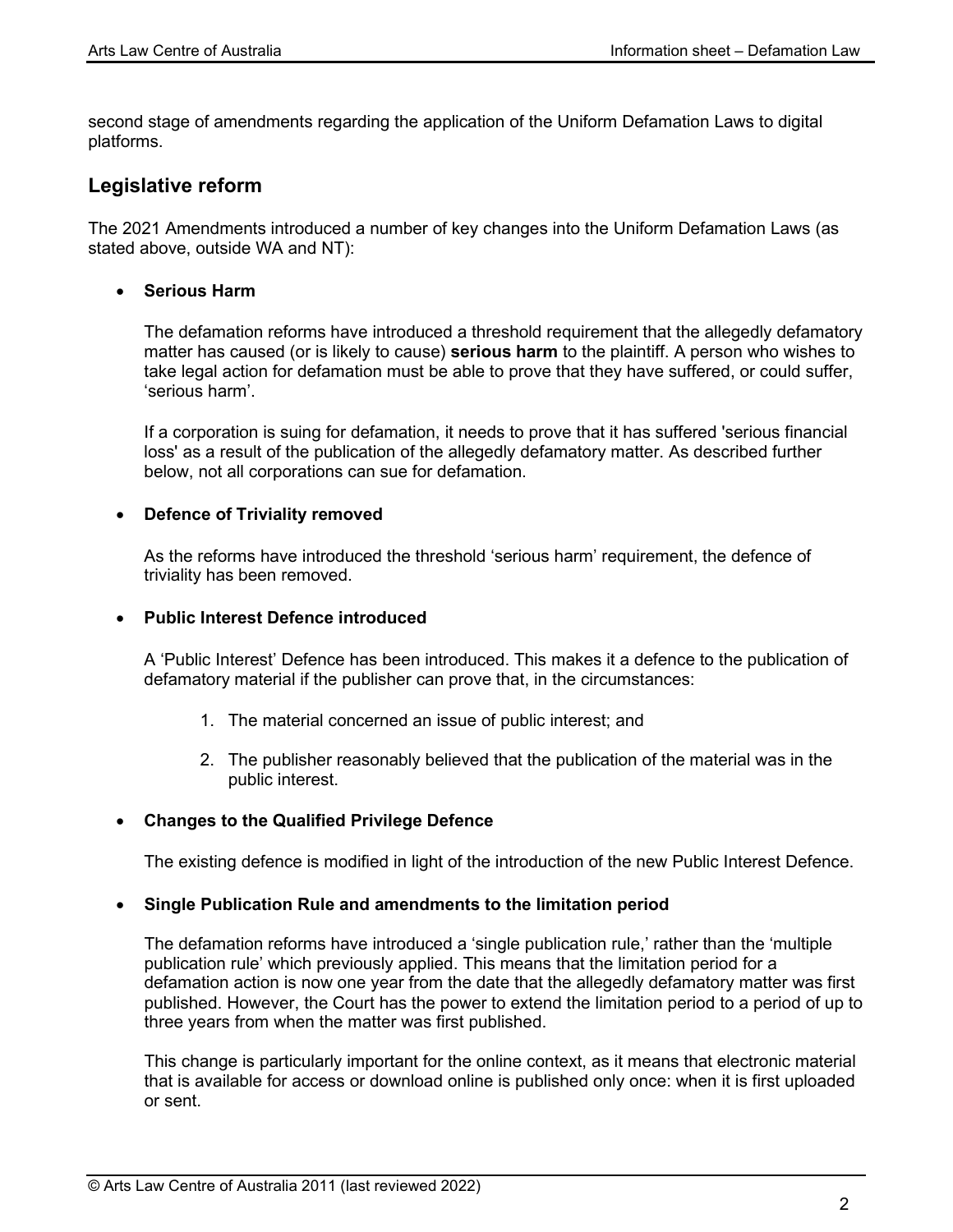second stage of amendments regarding the application of the Uniform Defamation Laws to digital platforms.

## Legislative reform

The 2021 Amendments introduced a number of key changes into the Uniform Defamation Laws (as stated above, outside WA and NT):

- **Serious Harm**

  The defamation reforms have introduced a threshold requirement that the allegedly defamatory matter has caused (or is likely to cause) **serious harm** to the plaintiff. A person who wishes to take legal action for defamation must be able to prove that they have suffered, or could suffer, 'serious harm'.

  If a corporation is suing for defamation, it needs to prove that it has suffered 'serious financial loss' as a result of the publication of the allegedly defamatory matter. As described further below, not all corporations can sue for defamation.

- **Defence of Triviality removed**

  As the reforms have introduced the threshold 'serious harm' requirement, the defence of triviality has been removed.

- **Public Interest Defence introduced**

  A 'Public Interest' Defence has been introduced. This makes it a defence to the publication of defamatory material if the publisher can prove that, in the circumstances:

  1. The material concerned an issue of public interest; and
  2. The publisher reasonably believed that the publication of the material was in the public interest.

- **Changes to the Qualified Privilege Defence**

  The existing defence is modified in light of the introduction of the new Public Interest Defence.

- **Single Publication Rule and amendments to the limitation period**

  The defamation reforms have introduced a 'single publication rule,' rather than the 'multiple publication rule' which previously applied. This means that the limitation period for a defamation action is now one year from the date that the allegedly defamatory matter was first published. However, the Court has the power to extend the limitation period to a period of up to three years from when the matter was first published.

  This change is particularly important for the online context, as it means that electronic material that is available for access or download online is published only once: when it is first uploaded or sent.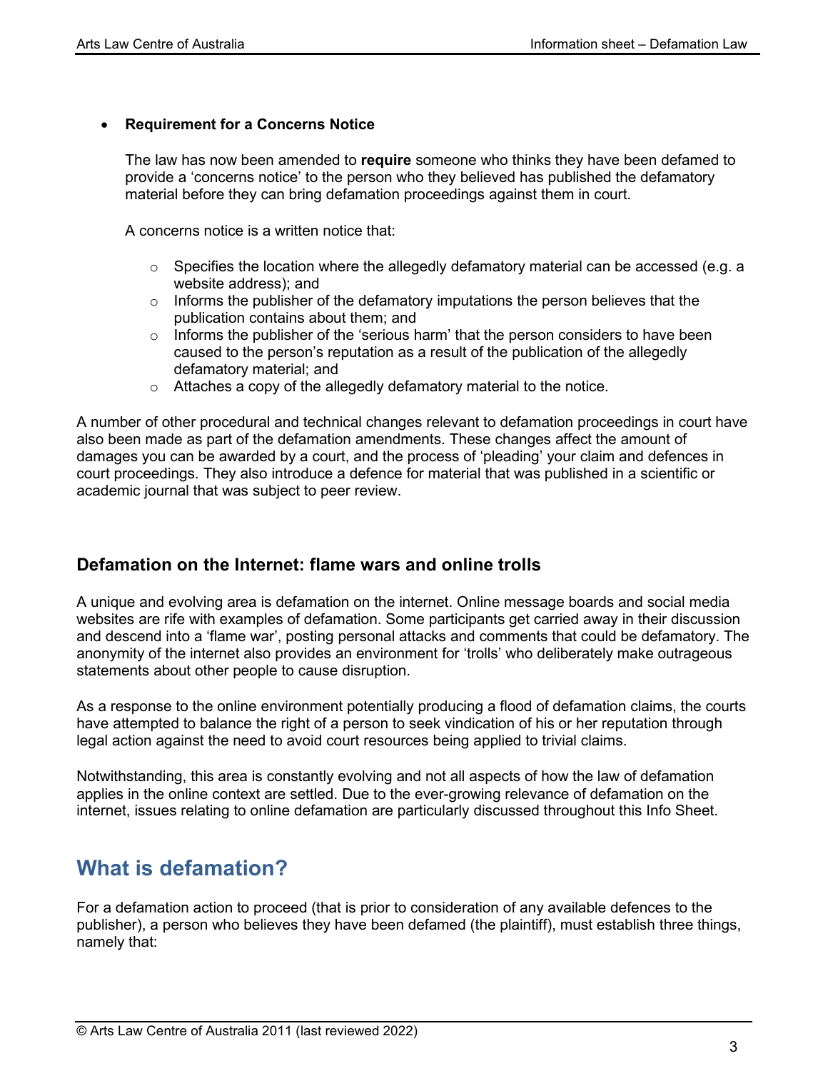- **Requirement for a Concerns Notice**

  The law has now been amended to **require** someone who thinks they have been defamed to provide a 'concerns notice' to the person who they believed has published the defamatory material before they can bring defamation proceedings against them in court.

  A concerns notice is a written notice that:

  - Specifies the location where the allegedly defamatory material can be accessed (e.g. a website address); and
  - Informs the publisher of the defamatory imputations the person believes that the publication contains about them; and
  - Informs the publisher of the 'serious harm' that the person considers to have been caused to the person's reputation as a result of the publication of the allegedly defamatory material; and
  - Attaches a copy of the allegedly defamatory material to the notice.

A number of other procedural and technical changes relevant to defamation proceedings in court have also been made as part of the defamation amendments. These changes affect the amount of damages you can be awarded by a court, and the process of 'pleading' your claim and defences in court proceedings. They also introduce a defence for material that was published in a scientific or academic journal that was subject to peer review.

### Defamation on the Internet: flame wars and online trolls

A unique and evolving area is defamation on the internet. Online message boards and social media websites are rife with examples of defamation. Some participants get carried away in their discussion and descend into a 'flame war', posting personal attacks and comments that could be defamatory. The anonymity of the internet also provides an environment for 'trolls' who deliberately make outrageous statements about other people to cause disruption.

As a response to the online environment potentially producing a flood of defamation claims, the courts have attempted to balance the right of a person to seek vindication of his or her reputation through legal action against the need to avoid court resources being applied to trivial claims.

Notwithstanding, this area is constantly evolving and not all aspects of how the law of defamation applies in the online context are settled. Due to the ever-growing relevance of defamation on the internet, issues relating to online defamation are particularly discussed throughout this Info Sheet.

## What is defamation?

For a defamation action to proceed (that is prior to consideration of any available defences to the publisher), a person who believes they have been defamed (the plaintiff), must establish three things, namely that: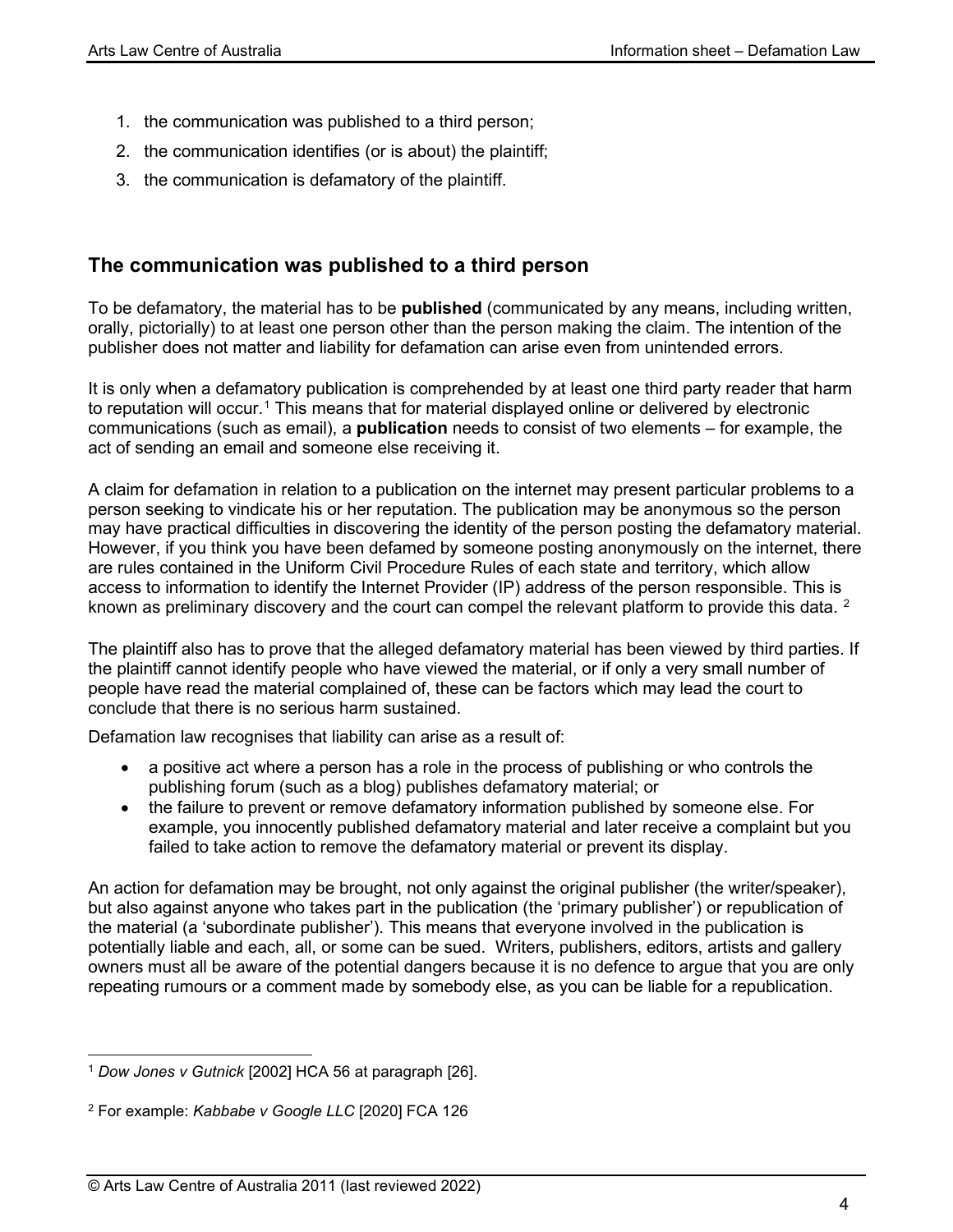1. the communication was published to a third person;
2. the communication identifies (or is about) the plaintiff;
3. the communication is defamatory of the plaintiff.

## The communication was published to a third person

To be defamatory, the material has to be **published** (communicated by any means, including written, orally, pictorially) to at least one person other than the person making the claim. The intention of the publisher does not matter and liability for defamation can arise even from unintended errors.

It is only when a defamatory publication is comprehended by at least one third party reader that harm to reputation will occur.[1] This means that for material displayed online or delivered by electronic communications (such as email), a **publication** needs to consist of two elements – for example, the act of sending an email and someone else receiving it.

A claim for defamation in relation to a publication on the internet may present particular problems to a person seeking to vindicate his or her reputation. The publication may be anonymous so the person may have practical difficulties in discovering the identity of the person posting the defamatory material. However, if you think you have been defamed by someone posting anonymously on the internet, there are rules contained in the Uniform Civil Procedure Rules of each state and territory, which allow access to information to identify the Internet Provider (IP) address of the person responsible. This is known as preliminary discovery and the court can compel the relevant platform to provide this data. [2]

The plaintiff also has to prove that the alleged defamatory material has been viewed by third parties. If the plaintiff cannot identify people who have viewed the material, or if only a very small number of people have read the material complained of, these can be factors which may lead the court to conclude that there is no serious harm sustained.

Defamation law recognises that liability can arise as a result of:

- a positive act where a person has a role in the process of publishing or who controls the publishing forum (such as a blog) publishes defamatory material; or
- the failure to prevent or remove defamatory information published by someone else. For example, you innocently published defamatory material and later receive a complaint but you failed to take action to remove the defamatory material or prevent its display.

An action for defamation may be brought, not only against the original publisher (the writer/speaker), but also against anyone who takes part in the publication (the 'primary publisher') or republication of the material (a 'subordinate publisher'). This means that everyone involved in the publication is potentially liable and each, all, or some can be sued. Writers, publishers, editors, artists and gallery owners must all be aware of the potential dangers because it is no defence to argue that you are only repeating rumours or a comment made by somebody else, as you can be liable for a republication.

---

[1] *Dow Jones v Gutnick* [2002] HCA 56 at paragraph [26].

[2] For example: *Kabbabe v Google LLC* [2020] FCA 126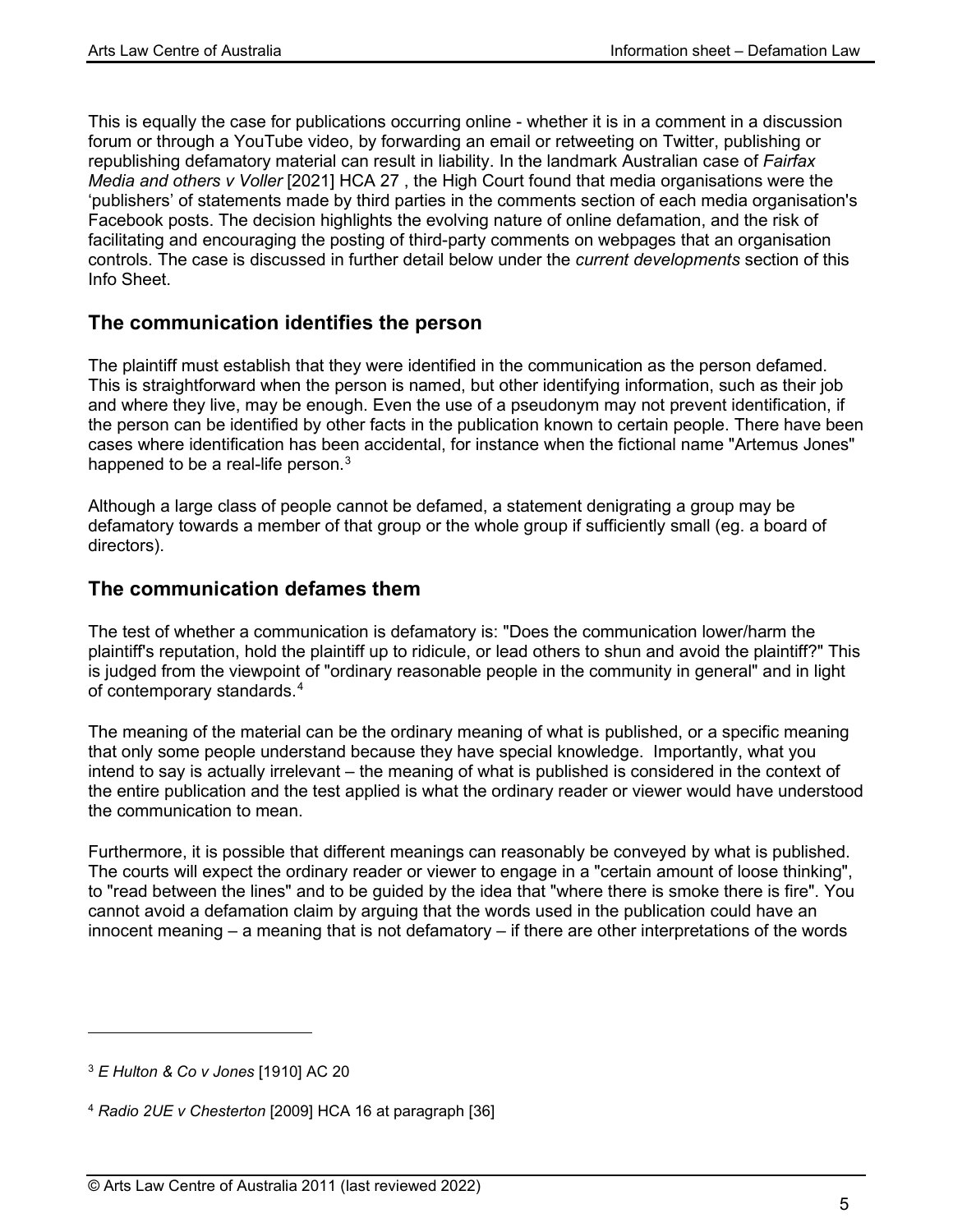This is equally the case for publications occurring online - whether it is in a comment in a discussion forum or through a YouTube video, by forwarding an email or retweeting on Twitter, publishing or republishing defamatory material can result in liability. In the landmark Australian case of *Fairfax Media and others v Voller* [2021] HCA 27 , the High Court found that media organisations were the 'publishers' of statements made by third parties in the comments section of each media organisation's Facebook posts. The decision highlights the evolving nature of online defamation, and the risk of facilitating and encouraging the posting of third-party comments on webpages that an organisation controls. The case is discussed in further detail below under the *current developments* section of this Info Sheet.

## The communication identifies the person

The plaintiff must establish that they were identified in the communication as the person defamed. This is straightforward when the person is named, but other identifying information, such as their job and where they live, may be enough. Even the use of a pseudonym may not prevent identification, if the person can be identified by other facts in the publication known to certain people. There have been cases where identification has been accidental, for instance when the fictional name "Artemus Jones" happened to be a real-life person.[3]

Although a large class of people cannot be defamed, a statement denigrating a group may be defamatory towards a member of that group or the whole group if sufficiently small (eg. a board of directors).

## The communication defames them

The test of whether a communication is defamatory is: "Does the communication lower/harm the plaintiff's reputation, hold the plaintiff up to ridicule, or lead others to shun and avoid the plaintiff?" This is judged from the viewpoint of "ordinary reasonable people in the community in general" and in light of contemporary standards.[4]

The meaning of the material can be the ordinary meaning of what is published, or a specific meaning that only some people understand because they have special knowledge. Importantly, what you intend to say is actually irrelevant – the meaning of what is published is considered in the context of the entire publication and the test applied is what the ordinary reader or viewer would have understood the communication to mean.

Furthermore, it is possible that different meanings can reasonably be conveyed by what is published. The courts will expect the ordinary reader or viewer to engage in a "certain amount of loose thinking", to "read between the lines" and to be guided by the idea that "where there is smoke there is fire". You cannot avoid a defamation claim by arguing that the words used in the publication could have an innocent meaning – a meaning that is not defamatory – if there are other interpretations of the words

---

[3] *E Hulton & Co v Jones* [1910] AC 20

[4] *Radio 2UE v Chesterton* [2009] HCA 16 at paragraph [36]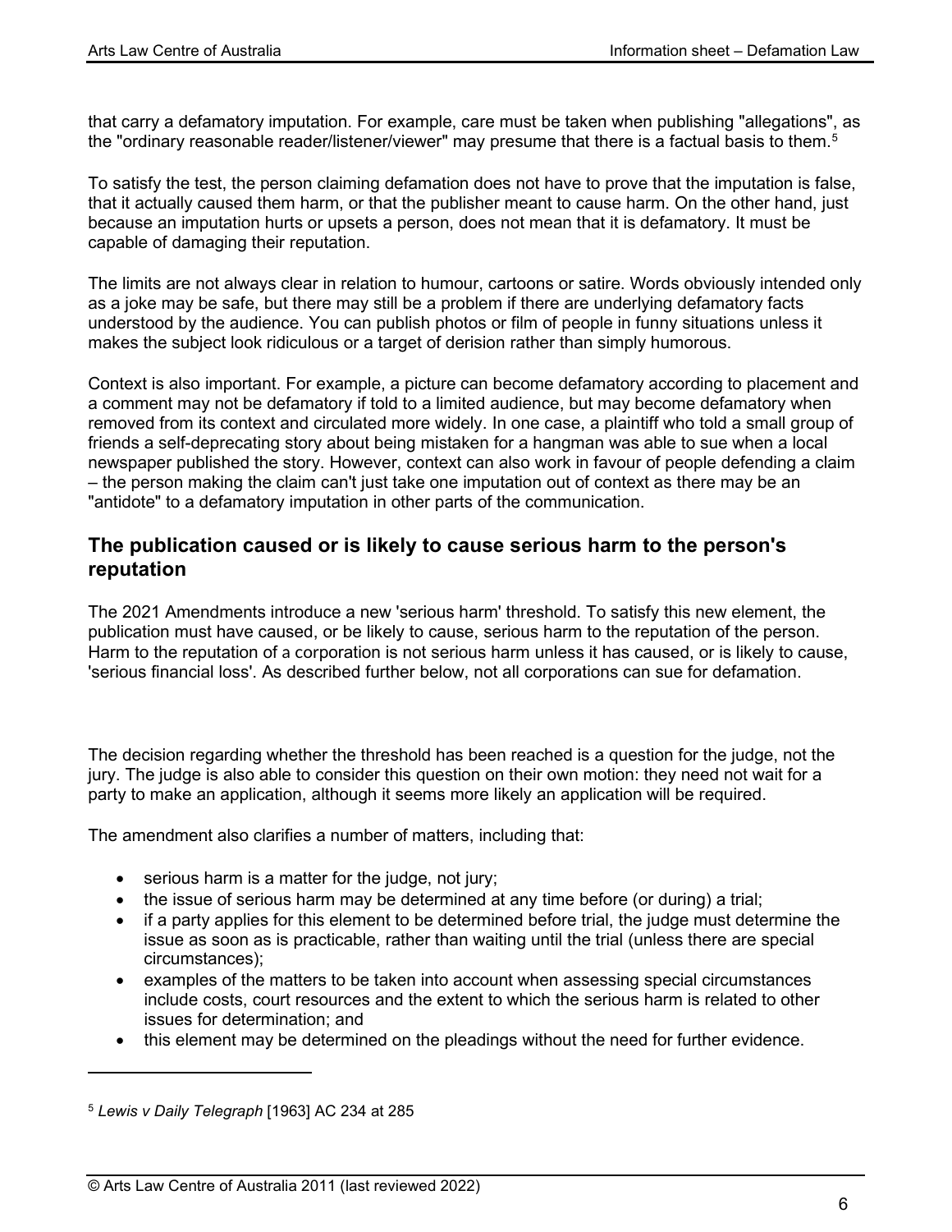that carry a defamatory imputation. For example, care must be taken when publishing "allegations", as the "ordinary reasonable reader/listener/viewer" may presume that there is a factual basis to them.[5]

To satisfy the test, the person claiming defamation does not have to prove that the imputation is false, that it actually caused them harm, or that the publisher meant to cause harm. On the other hand, just because an imputation hurts or upsets a person, does not mean that it is defamatory. It must be capable of damaging their reputation.

The limits are not always clear in relation to humour, cartoons or satire. Words obviously intended only as a joke may be safe, but there may still be a problem if there are underlying defamatory facts understood by the audience. You can publish photos or film of people in funny situations unless it makes the subject look ridiculous or a target of derision rather than simply humorous.

Context is also important. For example, a picture can become defamatory according to placement and a comment may not be defamatory if told to a limited audience, but may become defamatory when removed from its context and circulated more widely. In one case, a plaintiff who told a small group of friends a self-deprecating story about being mistaken for a hangman was able to sue when a local newspaper published the story. However, context can also work in favour of people defending a claim – the person making the claim can't just take one imputation out of context as there may be an "antidote" to a defamatory imputation in other parts of the communication.

## The publication caused or is likely to cause serious harm to the person's reputation

The 2021 Amendments introduce a new 'serious harm' threshold. To satisfy this new element, the publication must have caused, or be likely to cause, serious harm to the reputation of the person. Harm to the reputation of a corporation is not serious harm unless it has caused, or is likely to cause, 'serious financial loss'. As described further below, not all corporations can sue for defamation.

The decision regarding whether the threshold has been reached is a question for the judge, not the jury. The judge is also able to consider this question on their own motion: they need not wait for a party to make an application, although it seems more likely an application will be required.

The amendment also clarifies a number of matters, including that:

- serious harm is a matter for the judge, not jury;
- the issue of serious harm may be determined at any time before (or during) a trial;
- if a party applies for this element to be determined before trial, the judge must determine the issue as soon as is practicable, rather than waiting until the trial (unless there are special circumstances);
- examples of the matters to be taken into account when assessing special circumstances include costs, court resources and the extent to which the serious harm is related to other issues for determination; and
- this element may be determined on the pleadings without the need for further evidence.

---

[5] *Lewis v Daily Telegraph* [1963] AC 234 at 285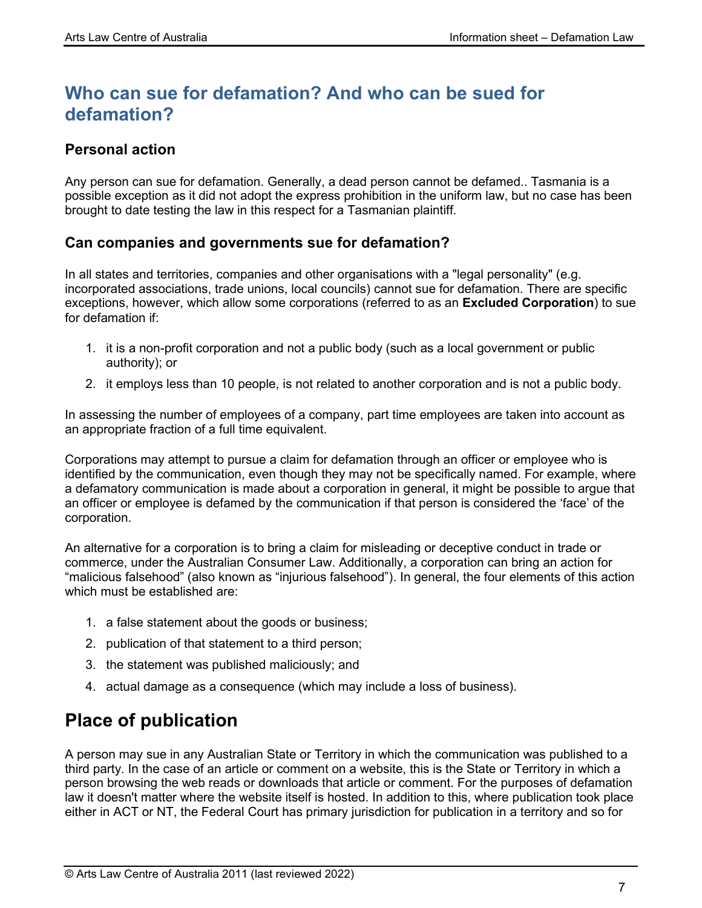## Who can sue for defamation? And who can be sued for defamation?

### Personal action

Any person can sue for defamation. Generally, a dead person cannot be defamed.. Tasmania is a possible exception as it did not adopt the express prohibition in the uniform law, but no case has been brought to date testing the law in this respect for a Tasmanian plaintiff.

### Can companies and governments sue for defamation?

In all states and territories, companies and other organisations with a "legal personality" (e.g. incorporated associations, trade unions, local councils) cannot sue for defamation. There are specific exceptions, however, which allow some corporations (referred to as an **Excluded Corporation**) to sue for defamation if:

1. it is a non-profit corporation and not a public body (such as a local government or public authority); or
2. it employs less than 10 people, is not related to another corporation and is not a public body.

In assessing the number of employees of a company, part time employees are taken into account as an appropriate fraction of a full time equivalent.

Corporations may attempt to pursue a claim for defamation through an officer or employee who is identified by the communication, even though they may not be specifically named. For example, where a defamatory communication is made about a corporation in general, it might be possible to argue that an officer or employee is defamed by the communication if that person is considered the 'face' of the corporation.

An alternative for a corporation is to bring a claim for misleading or deceptive conduct in trade or commerce, under the Australian Consumer Law. Additionally, a corporation can bring an action for "malicious falsehood" (also known as "injurious falsehood"). In general, the four elements of this action which must be established are:

1. a false statement about the goods or business;
2. publication of that statement to a third person;
3. the statement was published maliciously; and
4. actual damage as a consequence (which may include a loss of business).

## Place of publication

A person may sue in any Australian State or Territory in which the communication was published to a third party. In the case of an article or comment on a website, this is the State or Territory in which a person browsing the web reads or downloads that article or comment. For the purposes of defamation law it doesn't matter where the website itself is hosted. In addition to this, where publication took place either in ACT or NT, the Federal Court has primary jurisdiction for publication in a territory and so for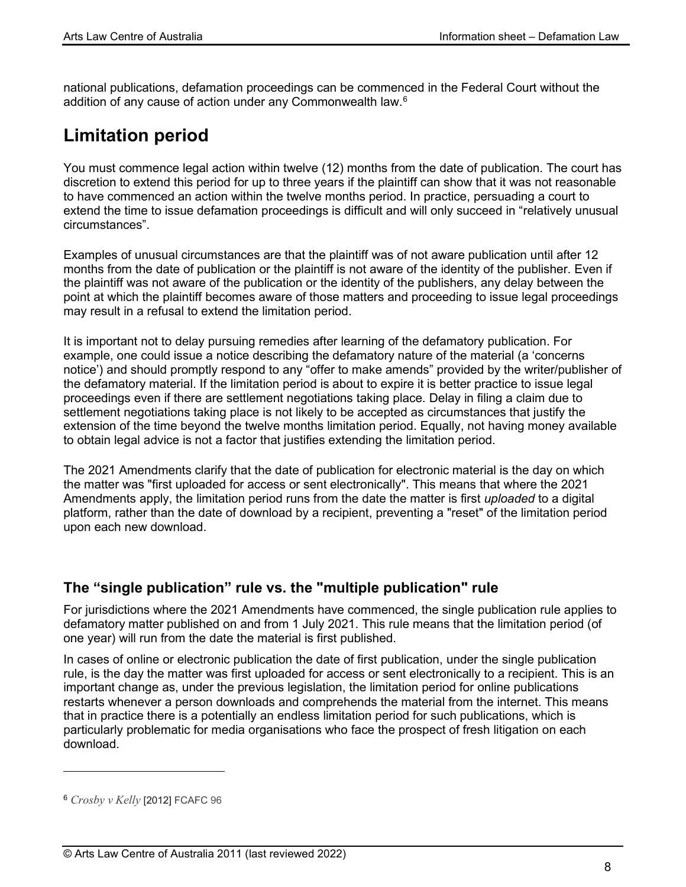national publications, defamation proceedings can be commenced in the Federal Court without the addition of any cause of action under any Commonwealth law.[6]

## Limitation period

You must commence legal action within twelve (12) months from the date of publication. The court has discretion to extend this period for up to three years if the plaintiff can show that it was not reasonable to have commenced an action within the twelve months period. In practice, persuading a court to extend the time to issue defamation proceedings is difficult and will only succeed in "relatively unusual circumstances".

Examples of unusual circumstances are that the plaintiff was of not aware publication until after 12 months from the date of publication or the plaintiff is not aware of the identity of the publisher. Even if the plaintiff was not aware of the publication or the identity of the publishers, any delay between the point at which the plaintiff becomes aware of those matters and proceeding to issue legal proceedings may result in a refusal to extend the limitation period.

It is important not to delay pursuing remedies after learning of the defamatory publication. For example, one could issue a notice describing the defamatory nature of the material (a 'concerns notice') and should promptly respond to any "offer to make amends" provided by the writer/publisher of the defamatory material. If the limitation period is about to expire it is better practice to issue legal proceedings even if there are settlement negotiations taking place. Delay in filing a claim due to settlement negotiations taking place is not likely to be accepted as circumstances that justify the extension of the time beyond the twelve months limitation period. Equally, not having money available to obtain legal advice is not a factor that justifies extending the limitation period.

The 2021 Amendments clarify that the date of publication for electronic material is the day on which the matter was "first uploaded for access or sent electronically". This means that where the 2021 Amendments apply, the limitation period runs from the date the matter is first *uploaded* to a digital platform, rather than the date of download by a recipient, preventing a "reset" of the limitation period upon each new download.

### The "single publication" rule vs. the "multiple publication" rule

For jurisdictions where the 2021 Amendments have commenced, the single publication rule applies to defamatory matter published on and from 1 July 2021. This rule means that the limitation period (of one year) will run from the date the material is first published.

In cases of online or electronic publication the date of first publication, under the single publication rule, is the day the matter was first uploaded for access or sent electronically to a recipient. This is an important change as, under the previous legislation, the limitation period for online publications restarts whenever a person downloads and comprehends the material from the internet. This means that in practice there is a potentially an endless limitation period for such publications, which is particularly problematic for media organisations who face the prospect of fresh litigation on each download.

---

[6] *Crosby v Kelly* [2012] FCAFC 96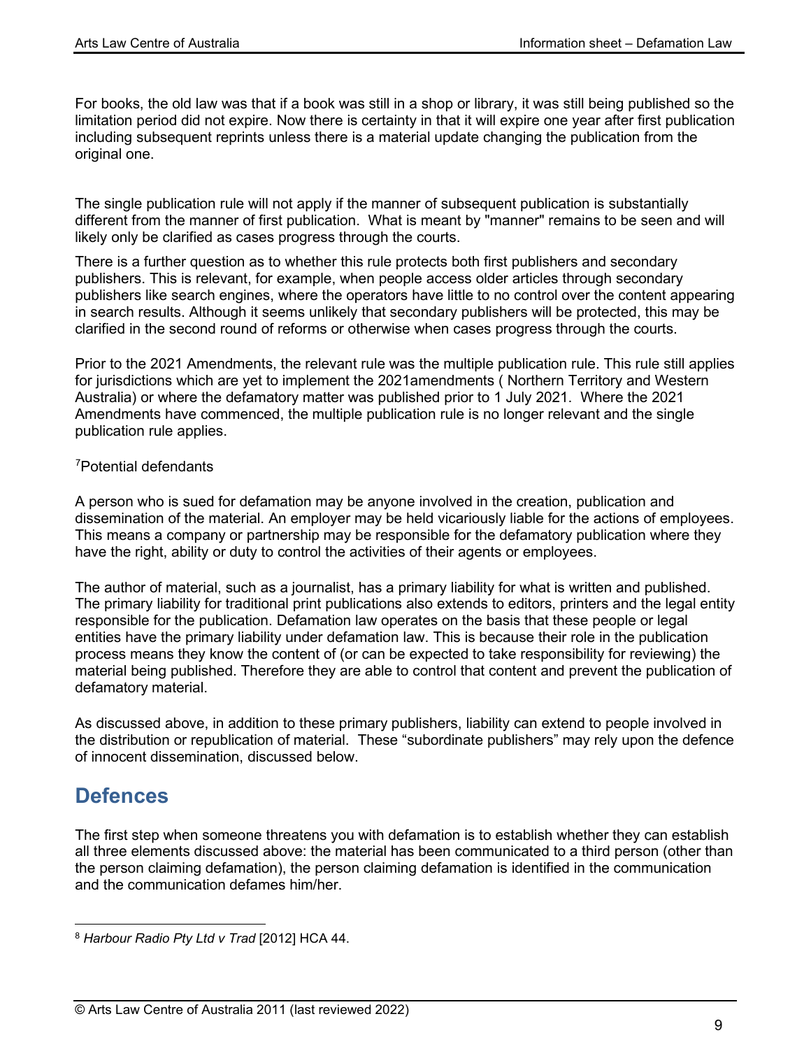For books, the old law was that if a book was still in a shop or library, it was still being published so the limitation period did not expire. Now there is certainty in that it will expire one year after first publication including subsequent reprints unless there is a material update changing the publication from the original one.

The single publication rule will not apply if the manner of subsequent publication is substantially different from the manner of first publication. What is meant by "manner" remains to be seen and will likely only be clarified as cases progress through the courts.

There is a further question as to whether this rule protects both first publishers and secondary publishers. This is relevant, for example, when people access older articles through secondary publishers like search engines, where the operators have little to no control over the content appearing in search results. Although it seems unlikely that secondary publishers will be protected, this may be clarified in the second round of reforms or otherwise when cases progress through the courts.

Prior to the 2021 Amendments, the relevant rule was the multiple publication rule. This rule still applies for jurisdictions which are yet to implement the 2021amendments ( Northern Territory and Western Australia) or where the defamatory matter was published prior to 1 July 2021. Where the 2021 Amendments have commenced, the multiple publication rule is no longer relevant and the single publication rule applies.

[7]Potential defendants

A person who is sued for defamation may be anyone involved in the creation, publication and dissemination of the material. An employer may be held vicariously liable for the actions of employees. This means a company or partnership may be responsible for the defamatory publication where they have the right, ability or duty to control the activities of their agents or employees.

The author of material, such as a journalist, has a primary liability for what is written and published. The primary liability for traditional print publications also extends to editors, printers and the legal entity responsible for the publication. Defamation law operates on the basis that these people or legal entities have the primary liability under defamation law. This is because their role in the publication process means they know the content of (or can be expected to take responsibility for reviewing) the material being published. Therefore they are able to control that content and prevent the publication of defamatory material.

As discussed above, in addition to these primary publishers, liability can extend to people involved in the distribution or republication of material. These "subordinate publishers" may rely upon the defence of innocent dissemination, discussed below.

## Defences

The first step when someone threatens you with defamation is to establish whether they can establish all three elements discussed above: the material has been communicated to a third person (other than the person claiming defamation), the person claiming defamation is identified in the communication and the communication defames him/her.

---

[8] *Harbour Radio Pty Ltd v Trad* [2012] HCA 44.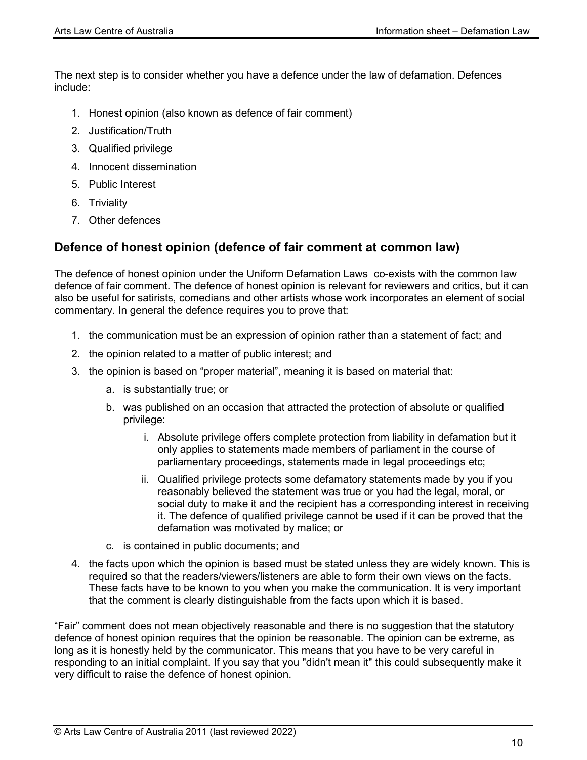The next step is to consider whether you have a defence under the law of defamation. Defences include:

1. Honest opinion (also known as defence of fair comment)
2. Justification/Truth
3. Qualified privilege
4. Innocent dissemination
5. Public Interest
6. Triviality
7. Other defences

## Defence of honest opinion (defence of fair comment at common law)

The defence of honest opinion under the Uniform Defamation Laws co-exists with the common law defence of fair comment. The defence of honest opinion is relevant for reviewers and critics, but it can also be useful for satirists, comedians and other artists whose work incorporates an element of social commentary. In general the defence requires you to prove that:

1. the communication must be an expression of opinion rather than a statement of fact; and
2. the opinion related to a matter of public interest; and
3. the opinion is based on "proper material", meaning it is based on material that:
    a. is substantially true; or
    b. was published on an occasion that attracted the protection of absolute or qualified privilege:
        i. Absolute privilege offers complete protection from liability in defamation but it only applies to statements made members of parliament in the course of parliamentary proceedings, statements made in legal proceedings etc;
        ii. Qualified privilege protects some defamatory statements made by you if you reasonably believed the statement was true or you had the legal, moral, or social duty to make it and the recipient has a corresponding interest in receiving it. The defence of qualified privilege cannot be used if it can be proved that the defamation was motivated by malice; or
    c. is contained in public documents; and
4. the facts upon which the opinion is based must be stated unless they are widely known. This is required so that the readers/viewers/listeners are able to form their own views on the facts. These facts have to be known to you when you make the communication. It is very important that the comment is clearly distinguishable from the facts upon which it is based.

"Fair" comment does not mean objectively reasonable and there is no suggestion that the statutory defence of honest opinion requires that the opinion be reasonable. The opinion can be extreme, as long as it is honestly held by the communicator. This means that you have to be very careful in responding to an initial complaint. If you say that you "didn't mean it" this could subsequently make it very difficult to raise the defence of honest opinion.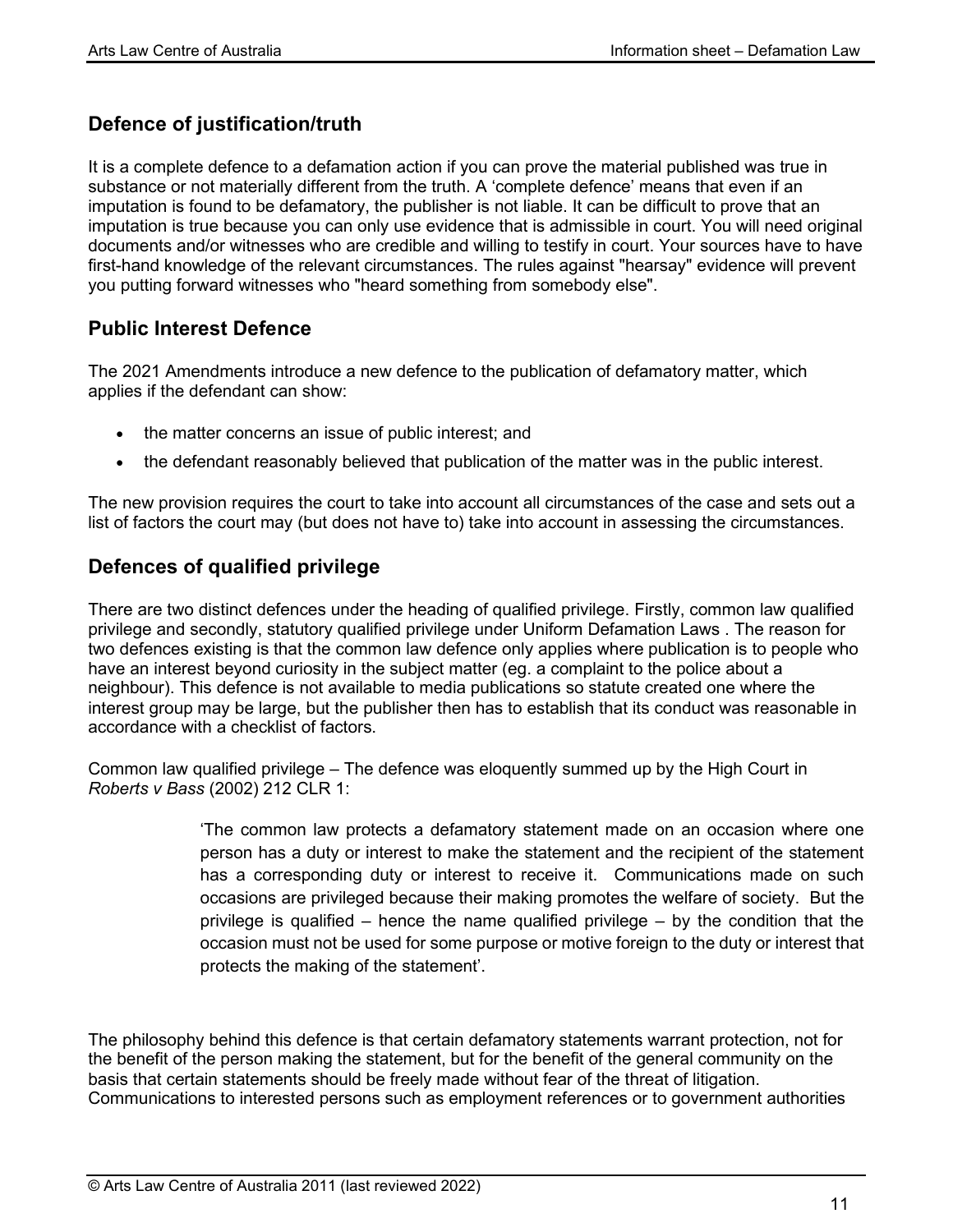## Defence of justification/truth

It is a complete defence to a defamation action if you can prove the material published was true in substance or not materially different from the truth. A 'complete defence' means that even if an imputation is found to be defamatory, the publisher is not liable. It can be difficult to prove that an imputation is true because you can only use evidence that is admissible in court. You will need original documents and/or witnesses who are credible and willing to testify in court. Your sources have to have first-hand knowledge of the relevant circumstances. The rules against "hearsay" evidence will prevent you putting forward witnesses who "heard something from somebody else".

## Public Interest Defence

The 2021 Amendments introduce a new defence to the publication of defamatory matter, which applies if the defendant can show:

- the matter concerns an issue of public interest; and
- the defendant reasonably believed that publication of the matter was in the public interest.

The new provision requires the court to take into account all circumstances of the case and sets out a list of factors the court may (but does not have to) take into account in assessing the circumstances.

## Defences of qualified privilege

There are two distinct defences under the heading of qualified privilege. Firstly, common law qualified privilege and secondly, statutory qualified privilege under Uniform Defamation Laws . The reason for two defences existing is that the common law defence only applies where publication is to people who have an interest beyond curiosity in the subject matter (eg. a complaint to the police about a neighbour). This defence is not available to media publications so statute created one where the interest group may be large, but the publisher then has to establish that its conduct was reasonable in accordance with a checklist of factors.

Common law qualified privilege – The defence was eloquently summed up by the High Court in *Roberts v Bass* (2002) 212 CLR 1:

> 'The common law protects a defamatory statement made on an occasion where one person has a duty or interest to make the statement and the recipient of the statement has a corresponding duty or interest to receive it. Communications made on such occasions are privileged because their making promotes the welfare of society. But the privilege is qualified – hence the name qualified privilege – by the condition that the occasion must not be used for some purpose or motive foreign to the duty or interest that protects the making of the statement'.

The philosophy behind this defence is that certain defamatory statements warrant protection, not for the benefit of the person making the statement, but for the benefit of the general community on the basis that certain statements should be freely made without fear of the threat of litigation. Communications to interested persons such as employment references or to government authorities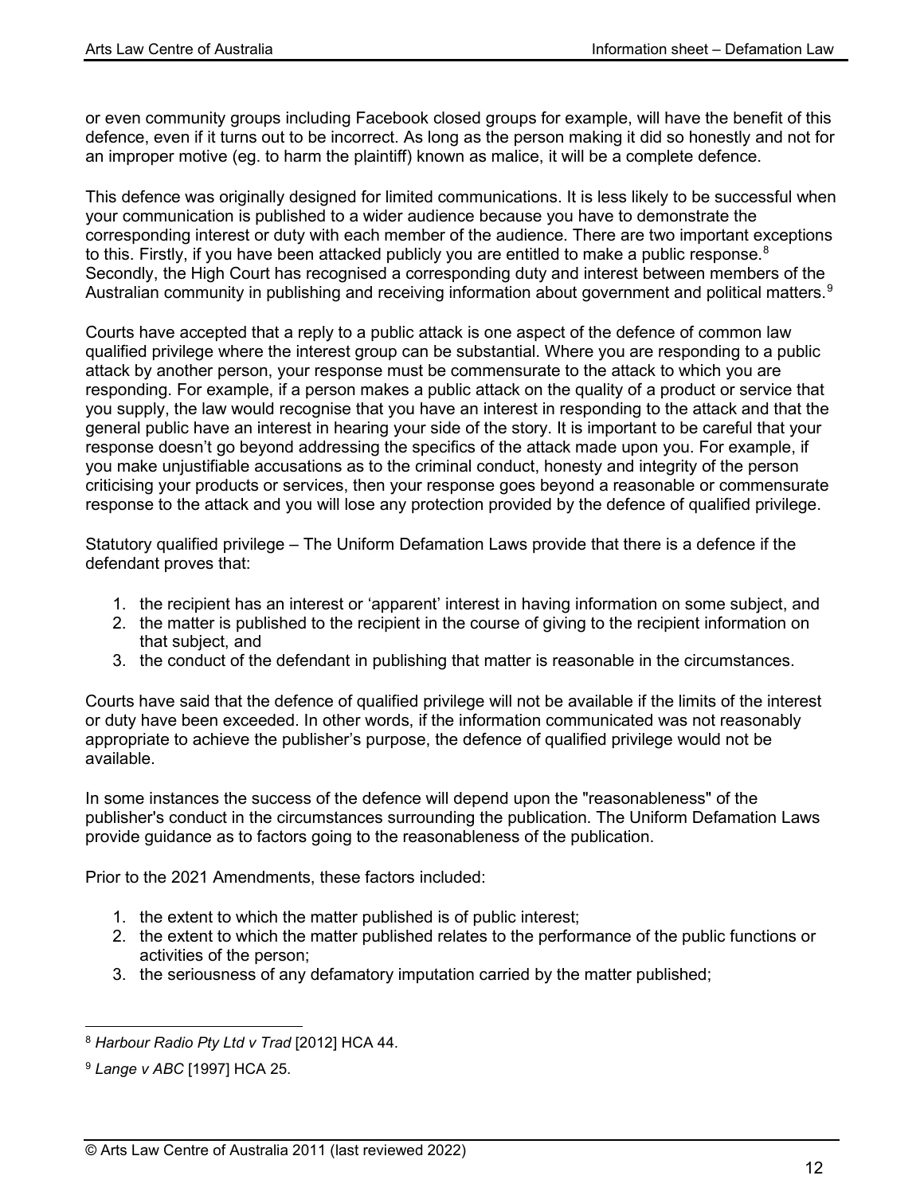or even community groups including Facebook closed groups for example, will have the benefit of this defence, even if it turns out to be incorrect. As long as the person making it did so honestly and not for an improper motive (eg. to harm the plaintiff) known as malice, it will be a complete defence.

This defence was originally designed for limited communications. It is less likely to be successful when your communication is published to a wider audience because you have to demonstrate the corresponding interest or duty with each member of the audience. There are two important exceptions to this. Firstly, if you have been attacked publicly you are entitled to make a public response.[8] Secondly, the High Court has recognised a corresponding duty and interest between members of the Australian community in publishing and receiving information about government and political matters.[9]

Courts have accepted that a reply to a public attack is one aspect of the defence of common law qualified privilege where the interest group can be substantial. Where you are responding to a public attack by another person, your response must be commensurate to the attack to which you are responding. For example, if a person makes a public attack on the quality of a product or service that you supply, the law would recognise that you have an interest in responding to the attack and that the general public have an interest in hearing your side of the story. It is important to be careful that your response doesn't go beyond addressing the specifics of the attack made upon you. For example, if you make unjustifiable accusations as to the criminal conduct, honesty and integrity of the person criticising your products or services, then your response goes beyond a reasonable or commensurate response to the attack and you will lose any protection provided by the defence of qualified privilege.

Statutory qualified privilege – The Uniform Defamation Laws provide that there is a defence if the defendant proves that:

1. the recipient has an interest or 'apparent' interest in having information on some subject, and
2. the matter is published to the recipient in the course of giving to the recipient information on that subject, and
3. the conduct of the defendant in publishing that matter is reasonable in the circumstances.

Courts have said that the defence of qualified privilege will not be available if the limits of the interest or duty have been exceeded. In other words, if the information communicated was not reasonably appropriate to achieve the publisher's purpose, the defence of qualified privilege would not be available.

In some instances the success of the defence will depend upon the "reasonableness" of the publisher's conduct in the circumstances surrounding the publication. The Uniform Defamation Laws provide guidance as to factors going to the reasonableness of the publication.

Prior to the 2021 Amendments, these factors included:

1. the extent to which the matter published is of public interest;
2. the extent to which the matter published relates to the performance of the public functions or activities of the person;
3. the seriousness of any defamatory imputation carried by the matter published;

---

[8] *Harbour Radio Pty Ltd v Trad* [2012] HCA 44.

[9] *Lange v ABC* [1997] HCA 25.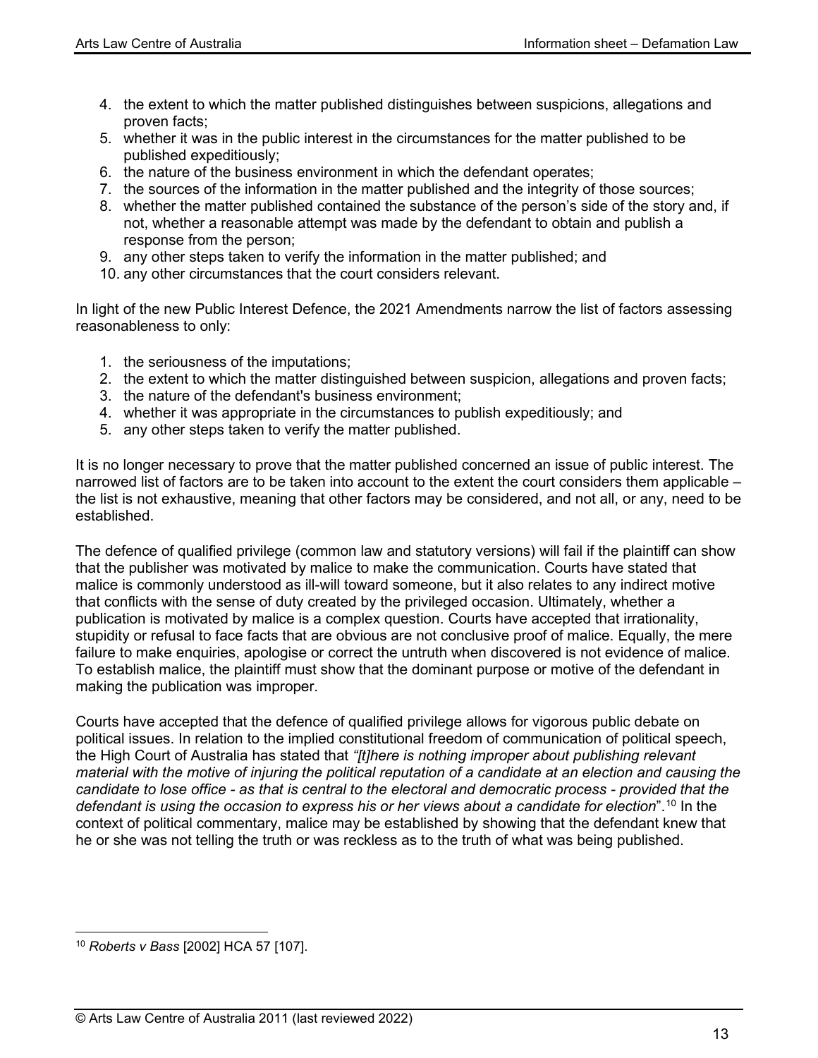4. the extent to which the matter published distinguishes between suspicions, allegations and proven facts;
5. whether it was in the public interest in the circumstances for the matter published to be published expeditiously;
6. the nature of the business environment in which the defendant operates;
7. the sources of the information in the matter published and the integrity of those sources;
8. whether the matter published contained the substance of the person's side of the story and, if not, whether a reasonable attempt was made by the defendant to obtain and publish a response from the person;
9. any other steps taken to verify the information in the matter published; and
10. any other circumstances that the court considers relevant.

In light of the new Public Interest Defence, the 2021 Amendments narrow the list of factors assessing reasonableness to only:

1. the seriousness of the imputations;
2. the extent to which the matter distinguished between suspicion, allegations and proven facts;
3. the nature of the defendant's business environment;
4. whether it was appropriate in the circumstances to publish expeditiously; and
5. any other steps taken to verify the matter published.

It is no longer necessary to prove that the matter published concerned an issue of public interest. The narrowed list of factors are to be taken into account to the extent the court considers them applicable – the list is not exhaustive, meaning that other factors may be considered, and not all, or any, need to be established.

The defence of qualified privilege (common law and statutory versions) will fail if the plaintiff can show that the publisher was motivated by malice to make the communication. Courts have stated that malice is commonly understood as ill-will toward someone, but it also relates to any indirect motive that conflicts with the sense of duty created by the privileged occasion. Ultimately, whether a publication is motivated by malice is a complex question. Courts have accepted that irrationality, stupidity or refusal to face facts that are obvious are not conclusive proof of malice. Equally, the mere failure to make enquiries, apologise or correct the untruth when discovered is not evidence of malice. To establish malice, the plaintiff must show that the dominant purpose or motive of the defendant in making the publication was improper.

Courts have accepted that the defence of qualified privilege allows for vigorous public debate on political issues. In relation to the implied constitutional freedom of communication of political speech, the High Court of Australia has stated that *"[t]here is nothing improper about publishing relevant material with the motive of injuring the political reputation of a candidate at an election and causing the candidate to lose office - as that is central to the electoral and democratic process - provided that the defendant is using the occasion to express his or her views about a candidate for election*".[10] In the context of political commentary, malice may be established by showing that the defendant knew that he or she was not telling the truth or was reckless as to the truth of what was being published.

[10] *Roberts v Bass* [2002] HCA 57 [107].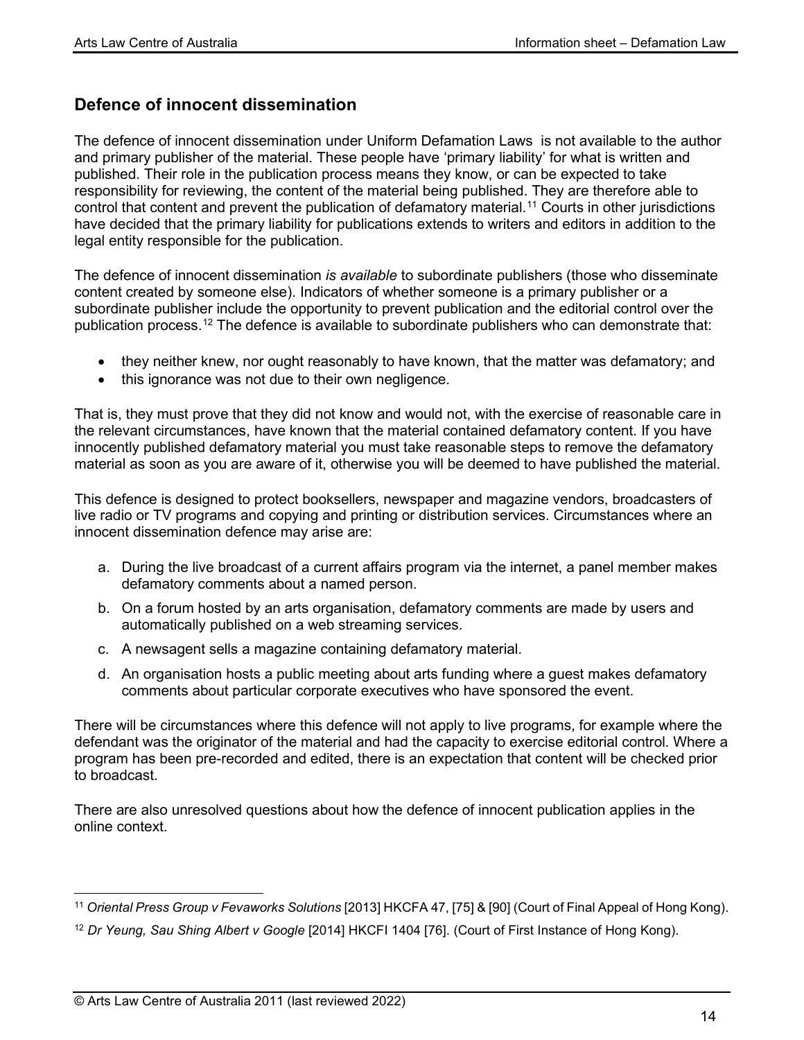## Defence of innocent dissemination

The defence of innocent dissemination under Uniform Defamation Laws  is not available to the author and primary publisher of the material. These people have 'primary liability' for what is written and published. Their role in the publication process means they know, or can be expected to take responsibility for reviewing, the content of the material being published. They are therefore able to control that content and prevent the publication of defamatory material.[11] Courts in other jurisdictions have decided that the primary liability for publications extends to writers and editors in addition to the legal entity responsible for the publication.

The defence of innocent dissemination *is available* to subordinate publishers (those who disseminate content created by someone else). Indicators of whether someone is a primary publisher or a subordinate publisher include the opportunity to prevent publication and the editorial control over the publication process.[12] The defence is available to subordinate publishers who can demonstrate that:

- they neither knew, nor ought reasonably to have known, that the matter was defamatory; and
- this ignorance was not due to their own negligence.

That is, they must prove that they did not know and would not, with the exercise of reasonable care in the relevant circumstances, have known that the material contained defamatory content. If you have innocently published defamatory material you must take reasonable steps to remove the defamatory material as soon as you are aware of it, otherwise you will be deemed to have published the material.

This defence is designed to protect booksellers, newspaper and magazine vendors, broadcasters of live radio or TV programs and copying and printing or distribution services. Circumstances where an innocent dissemination defence may arise are:

a. During the live broadcast of a current affairs program via the internet, a panel member makes defamatory comments about a named person.
b. On a forum hosted by an arts organisation, defamatory comments are made by users and automatically published on a web streaming services.
c. A newsagent sells a magazine containing defamatory material.
d. An organisation hosts a public meeting about arts funding where a guest makes defamatory comments about particular corporate executives who have sponsored the event.

There will be circumstances where this defence will not apply to live programs, for example where the defendant was the originator of the material and had the capacity to exercise editorial control. Where a program has been pre-recorded and edited, there is an expectation that content will be checked prior to broadcast.

There are also unresolved questions about how the defence of innocent publication applies in the online context.

---

[11] *Oriental Press Group v Fevaworks Solutions* [2013] HKCFA 47, [75] & [90] (Court of Final Appeal of Hong Kong).

[12] *Dr Yeung, Sau Shing Albert v Google* [2014] HKCFI 1404 [76]. (Court of First Instance of Hong Kong).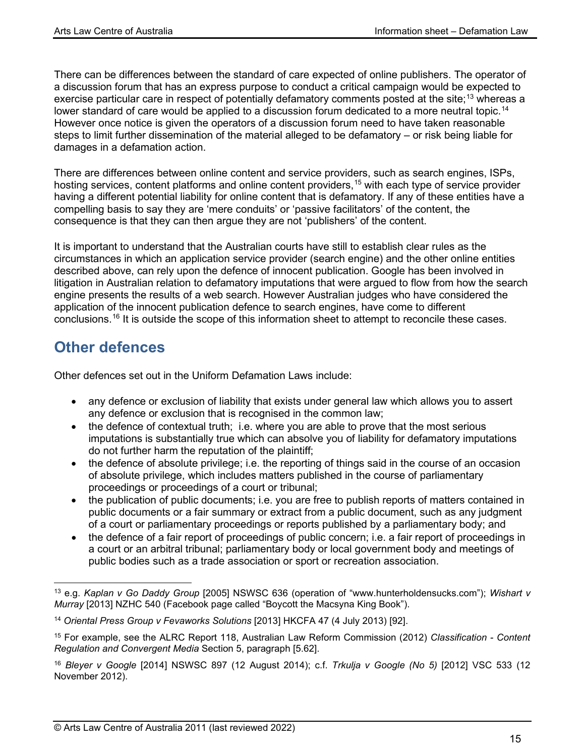There can be differences between the standard of care expected of online publishers. The operator of a discussion forum that has an express purpose to conduct a critical campaign would be expected to exercise particular care in respect of potentially defamatory comments posted at the site;[13] whereas a lower standard of care would be applied to a discussion forum dedicated to a more neutral topic.[14] However once notice is given the operators of a discussion forum need to have taken reasonable steps to limit further dissemination of the material alleged to be defamatory – or risk being liable for damages in a defamation action.

There are differences between online content and service providers, such as search engines, ISPs, hosting services, content platforms and online content providers,[15] with each type of service provider having a different potential liability for online content that is defamatory. If any of these entities have a compelling basis to say they are 'mere conduits' or 'passive facilitators' of the content, the consequence is that they can then argue they are not 'publishers' of the content.

It is important to understand that the Australian courts have still to establish clear rules as the circumstances in which an application service provider (search engine) and the other online entities described above, can rely upon the defence of innocent publication. Google has been involved in litigation in Australian relation to defamatory imputations that were argued to flow from how the search engine presents the results of a web search. However Australian judges who have considered the application of the innocent publication defence to search engines, have come to different conclusions.[16] It is outside the scope of this information sheet to attempt to reconcile these cases.

## Other defences

Other defences set out in the Uniform Defamation Laws include:

- any defence or exclusion of liability that exists under general law which allows you to assert any defence or exclusion that is recognised in the common law;
- the defence of contextual truth; i.e. where you are able to prove that the most serious imputations is substantially true which can absolve you of liability for defamatory imputations do not further harm the reputation of the plaintiff;
- the defence of absolute privilege; i.e. the reporting of things said in the course of an occasion of absolute privilege, which includes matters published in the course of parliamentary proceedings or proceedings of a court or tribunal;
- the publication of public documents; i.e. you are free to publish reports of matters contained in public documents or a fair summary or extract from a public document, such as any judgment of a court or parliamentary proceedings or reports published by a parliamentary body; and
- the defence of a fair report of proceedings of public concern; i.e. a fair report of proceedings in a court or an arbitral tribunal; parliamentary body or local government body and meetings of public bodies such as a trade association or sport or recreation association.

---

[13] e.g. *Kaplan v Go Daddy Group* [2005] NSWSC 636 (operation of "www.hunterholdensucks.com"); *Wishart v Murray* [2013] NZHC 540 (Facebook page called "Boycott the Macsyna King Book").

[14] *Oriental Press Group v Fevaworks Solutions* [2013] HKCFA 47 (4 July 2013) [92].

[15] For example, see the ALRC Report 118, Australian Law Reform Commission (2012) *Classification - Content Regulation and Convergent Media* Section 5, paragraph [5.62].

[16] *Bleyer v Google* [2014] NSWSC 897 (12 August 2014); c.f. *Trkulja v Google (No 5)* [2012] VSC 533 (12 November 2012).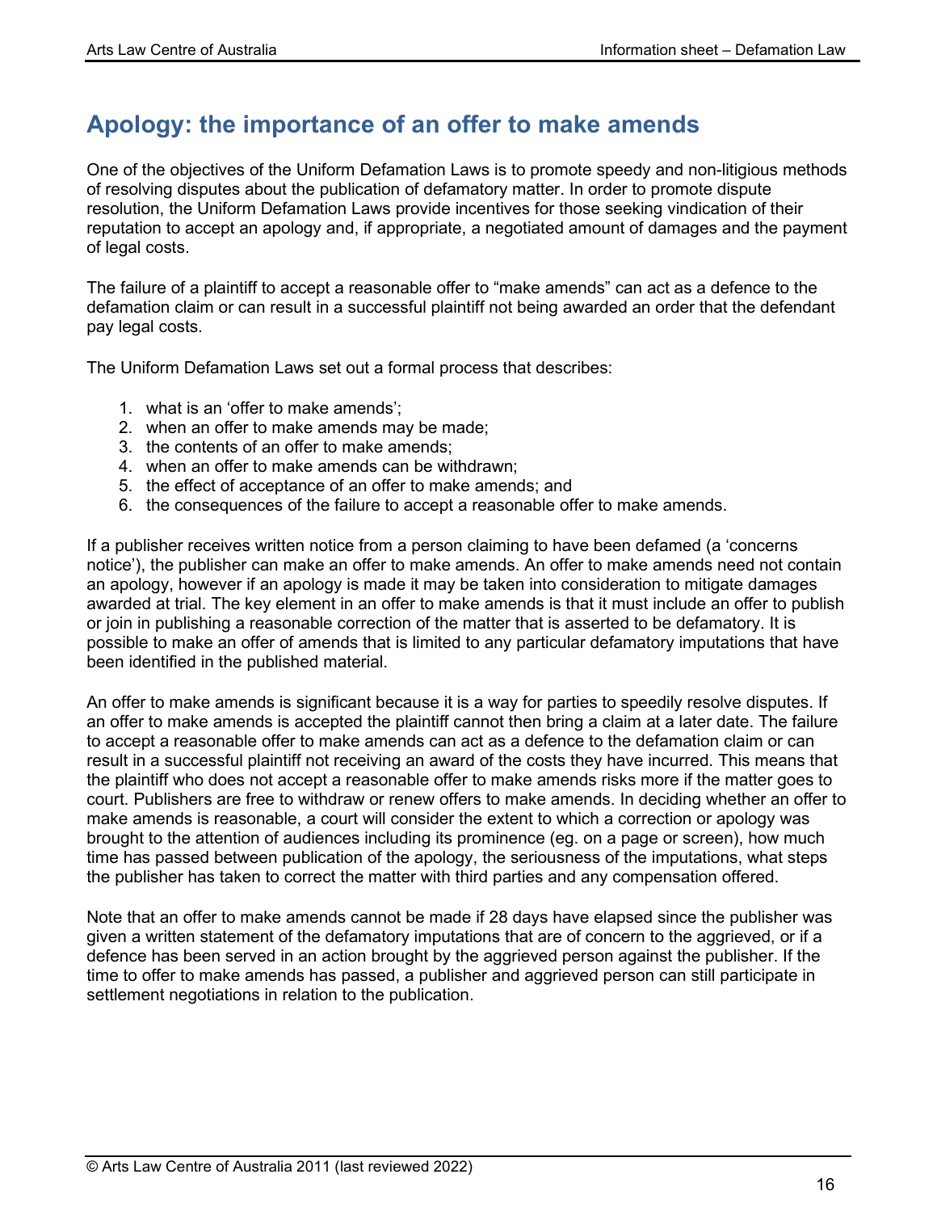## Apology: the importance of an offer to make amends

One of the objectives of the Uniform Defamation Laws is to promote speedy and non-litigious methods of resolving disputes about the publication of defamatory matter. In order to promote dispute resolution, the Uniform Defamation Laws provide incentives for those seeking vindication of their reputation to accept an apology and, if appropriate, a negotiated amount of damages and the payment of legal costs.

The failure of a plaintiff to accept a reasonable offer to "make amends" can act as a defence to the defamation claim or can result in a successful plaintiff not being awarded an order that the defendant pay legal costs.

The Uniform Defamation Laws set out a formal process that describes:

1. what is an 'offer to make amends';
2. when an offer to make amends may be made;
3. the contents of an offer to make amends;
4. when an offer to make amends can be withdrawn;
5. the effect of acceptance of an offer to make amends; and
6. the consequences of the failure to accept a reasonable offer to make amends.

If a publisher receives written notice from a person claiming to have been defamed (a 'concerns notice'), the publisher can make an offer to make amends. An offer to make amends need not contain an apology, however if an apology is made it may be taken into consideration to mitigate damages awarded at trial. The key element in an offer to make amends is that it must include an offer to publish or join in publishing a reasonable correction of the matter that is asserted to be defamatory. It is possible to make an offer of amends that is limited to any particular defamatory imputations that have been identified in the published material.

An offer to make amends is significant because it is a way for parties to speedily resolve disputes. If an offer to make amends is accepted the plaintiff cannot then bring a claim at a later date. The failure to accept a reasonable offer to make amends can act as a defence to the defamation claim or can result in a successful plaintiff not receiving an award of the costs they have incurred. This means that the plaintiff who does not accept a reasonable offer to make amends risks more if the matter goes to court. Publishers are free to withdraw or renew offers to make amends. In deciding whether an offer to make amends is reasonable, a court will consider the extent to which a correction or apology was brought to the attention of audiences including its prominence (eg. on a page or screen), how much time has passed between publication of the apology, the seriousness of the imputations, what steps the publisher has taken to correct the matter with third parties and any compensation offered.

Note that an offer to make amends cannot be made if 28 days have elapsed since the publisher was given a written statement of the defamatory imputations that are of concern to the aggrieved, or if a defence has been served in an action brought by the aggrieved person against the publisher. If the time to offer to make amends has passed, a publisher and aggrieved person can still participate in settlement negotiations in relation to the publication.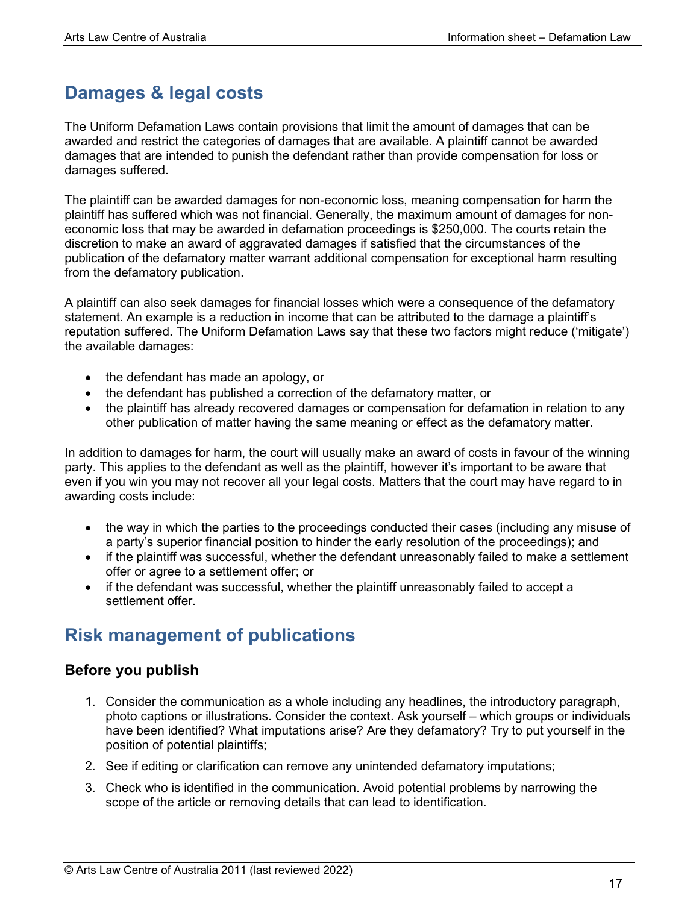## Damages & legal costs

The Uniform Defamation Laws contain provisions that limit the amount of damages that can be awarded and restrict the categories of damages that are available. A plaintiff cannot be awarded damages that are intended to punish the defendant rather than provide compensation for loss or damages suffered.

The plaintiff can be awarded damages for non-economic loss, meaning compensation for harm the plaintiff has suffered which was not financial. Generally, the maximum amount of damages for non-economic loss that may be awarded in defamation proceedings is $250,000. The courts retain the discretion to make an award of aggravated damages if satisfied that the circumstances of the publication of the defamatory matter warrant additional compensation for exceptional harm resulting from the defamatory publication.

A plaintiff can also seek damages for financial losses which were a consequence of the defamatory statement. An example is a reduction in income that can be attributed to the damage a plaintiff's reputation suffered. The Uniform Defamation Laws say that these two factors might reduce ('mitigate') the available damages:

- the defendant has made an apology, or
- the defendant has published a correction of the defamatory matter, or
- the plaintiff has already recovered damages or compensation for defamation in relation to any other publication of matter having the same meaning or effect as the defamatory matter.

In addition to damages for harm, the court will usually make an award of costs in favour of the winning party. This applies to the defendant as well as the plaintiff, however it's important to be aware that even if you win you may not recover all your legal costs. Matters that the court may have regard to in awarding costs include:

- the way in which the parties to the proceedings conducted their cases (including any misuse of a party's superior financial position to hinder the early resolution of the proceedings); and
- if the plaintiff was successful, whether the defendant unreasonably failed to make a settlement offer or agree to a settlement offer; or
- if the defendant was successful, whether the plaintiff unreasonably failed to accept a settlement offer.

## Risk management of publications

### Before you publish

1. Consider the communication as a whole including any headlines, the introductory paragraph, photo captions or illustrations. Consider the context. Ask yourself – which groups or individuals have been identified? What imputations arise? Are they defamatory? Try to put yourself in the position of potential plaintiffs;
2. See if editing or clarification can remove any unintended defamatory imputations;
3. Check who is identified in the communication. Avoid potential problems by narrowing the scope of the article or removing details that can lead to identification.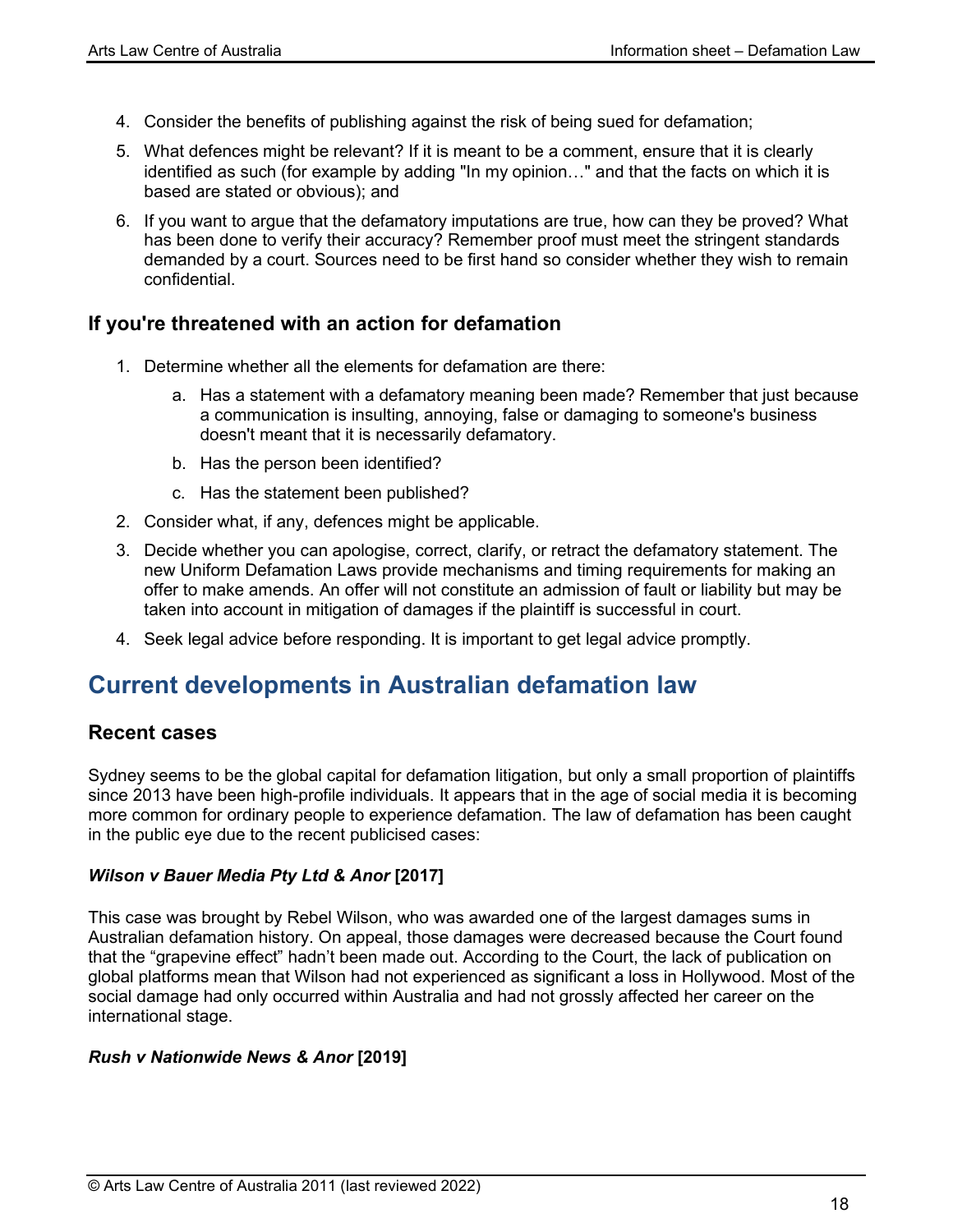4. Consider the benefits of publishing against the risk of being sued for defamation;
5. What defences might be relevant? If it is meant to be a comment, ensure that it is clearly identified as such (for example by adding "In my opinion…" and that the facts on which it is based are stated or obvious); and
6. If you want to argue that the defamatory imputations are true, how can they be proved? What has been done to verify their accuracy? Remember proof must meet the stringent standards demanded by a court. Sources need to be first hand so consider whether they wish to remain confidential.

### If you're threatened with an action for defamation

1. Determine whether all the elements for defamation are there:
   a. Has a statement with a defamatory meaning been made? Remember that just because a communication is insulting, annoying, false or damaging to someone's business doesn't meant that it is necessarily defamatory.
   b. Has the person been identified?
   c. Has the statement been published?
2. Consider what, if any, defences might be applicable.
3. Decide whether you can apologise, correct, clarify, or retract the defamatory statement. The new Uniform Defamation Laws provide mechanisms and timing requirements for making an offer to make amends. An offer will not constitute an admission of fault or liability but may be taken into account in mitigation of damages if the plaintiff is successful in court.
4. Seek legal advice before responding. It is important to get legal advice promptly.

## Current developments in Australian defamation law

### Recent cases

Sydney seems to be the global capital for defamation litigation, but only a small proportion of plaintiffs since 2013 have been high-profile individuals. It appears that in the age of social media it is becoming more common for ordinary people to experience defamation. The law of defamation has been caught in the public eye due to the recent publicised cases:

#### *Wilson v Bauer Media Pty Ltd & Anor* [2017]

This case was brought by Rebel Wilson, who was awarded one of the largest damages sums in Australian defamation history. On appeal, those damages were decreased because the Court found that the "grapevine effect" hadn't been made out. According to the Court, the lack of publication on global platforms mean that Wilson had not experienced as significant a loss in Hollywood. Most of the social damage had only occurred within Australia and had not grossly affected her career on the international stage.

#### *Rush v Nationwide News & Anor* [2019]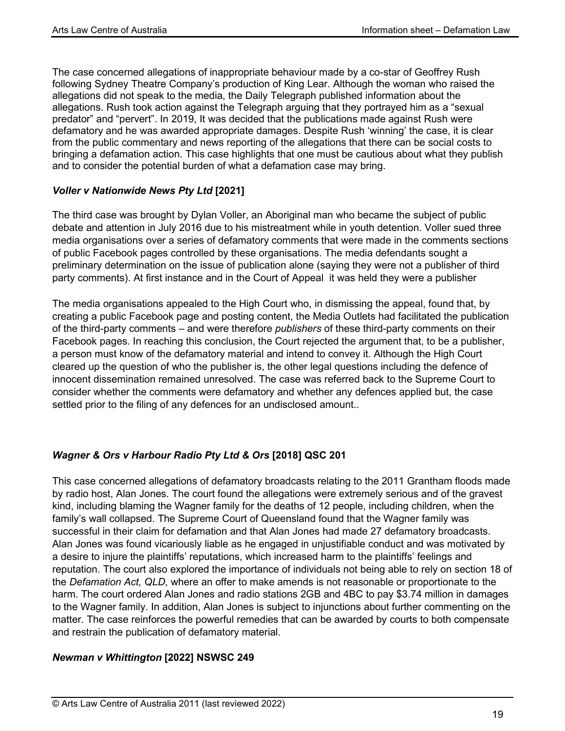The case concerned allegations of inappropriate behaviour made by a co-star of Geoffrey Rush following Sydney Theatre Company's production of King Lear. Although the woman who raised the allegations did not speak to the media, the Daily Telegraph published information about the allegations. Rush took action against the Telegraph arguing that they portrayed him as a "sexual predator" and "pervert". In 2019, It was decided that the publications made against Rush were defamatory and he was awarded appropriate damages. Despite Rush 'winning' the case, it is clear from the public commentary and news reporting of the allegations that there can be social costs to bringing a defamation action. This case highlights that one must be cautious about what they publish and to consider the potential burden of what a defamation case may bring.

### *Voller v Nationwide News Pty Ltd* **[2021]**

The third case was brought by Dylan Voller, an Aboriginal man who became the subject of public debate and attention in July 2016 due to his mistreatment while in youth detention. Voller sued three media organisations over a series of defamatory comments that were made in the comments sections of public Facebook pages controlled by these organisations. The media defendants sought a preliminary determination on the issue of publication alone (saying they were not a publisher of third party comments). At first instance and in the Court of Appeal it was held they were a publisher

The media organisations appealed to the High Court who, in dismissing the appeal, found that, by creating a public Facebook page and posting content, the Media Outlets had facilitated the publication of the third-party comments – and were therefore *publishers* of these third-party comments on their Facebook pages. In reaching this conclusion, the Court rejected the argument that, to be a publisher, a person must know of the defamatory material and intend to convey it. Although the High Court cleared up the question of who the publisher is, the other legal questions including the defence of innocent dissemination remained unresolved. The case was referred back to the Supreme Court to consider whether the comments were defamatory and whether any defences applied but, the case settled prior to the filing of any defences for an undisclosed amount..

### *Wagner & Ors v Harbour Radio Pty Ltd & Ors* **[2018] QSC 201**

This case concerned allegations of defamatory broadcasts relating to the 2011 Grantham floods made by radio host, Alan Jones. The court found the allegations were extremely serious and of the gravest kind, including blaming the Wagner family for the deaths of 12 people, including children, when the family's wall collapsed. The Supreme Court of Queensland found that the Wagner family was successful in their claim for defamation and that Alan Jones had made 27 defamatory broadcasts. Alan Jones was found vicariously liable as he engaged in unjustifiable conduct and was motivated by a desire to injure the plaintiffs' reputations, which increased harm to the plaintiffs' feelings and reputation. The court also explored the importance of individuals not being able to rely on section 18 of the *Defamation Act, QLD*, where an offer to make amends is not reasonable or proportionate to the harm. The court ordered Alan Jones and radio stations 2GB and 4BC to pay $3.74 million in damages to the Wagner family. In addition, Alan Jones is subject to injunctions about further commenting on the matter. The case reinforces the powerful remedies that can be awarded by courts to both compensate and restrain the publication of defamatory material.

### *Newman v Whittington* **[2022] NSWSC 249**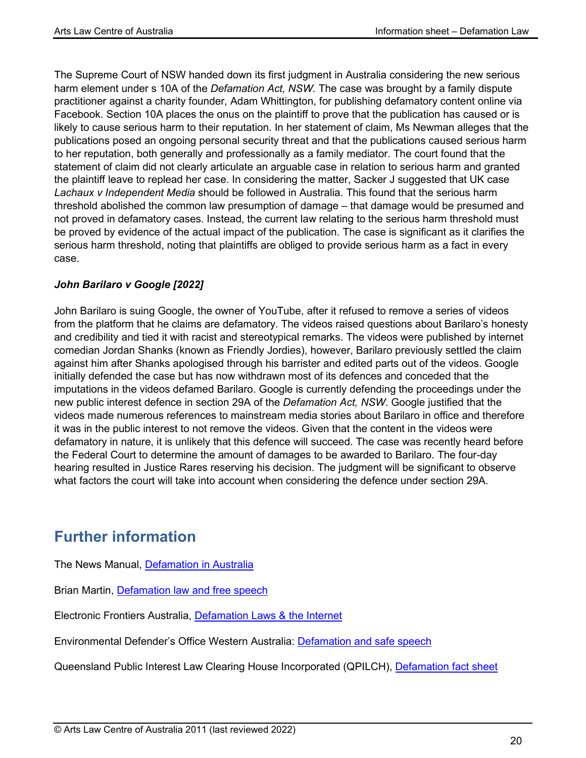The Supreme Court of NSW handed down its first judgment in Australia considering the new serious harm element under s 10A of the *Defamation Act, NSW.* The case was brought by a family dispute practitioner against a charity founder, Adam Whittington, for publishing defamatory content online via Facebook. Section 10A places the onus on the plaintiff to prove that the publication has caused or is likely to cause serious harm to their reputation. In her statement of claim, Ms Newman alleges that the publications posed an ongoing personal security threat and that the publications caused serious harm to her reputation, both generally and professionally as a family mediator. The court found that the statement of claim did not clearly articulate an arguable case in relation to serious harm and granted the plaintiff leave to replead her case. In considering the matter, Sacker J suggested that UK case *Lachaux v Independent Media* should be followed in Australia. This found that the serious harm threshold abolished the common law presumption of damage – that damage would be presumed and not proved in defamatory cases. Instead, the current law relating to the serious harm threshold must be proved by evidence of the actual impact of the publication. The case is significant as it clarifies the serious harm threshold, noting that plaintiffs are obliged to provide serious harm as a fact in every case.

***John Barilaro v Google [2022]***

John Barilaro is suing Google, the owner of YouTube, after it refused to remove a series of videos from the platform that he claims are defamatory. The videos raised questions about Barilaro's honesty and credibility and tied it with racist and stereotypical remarks. The videos were published by internet comedian Jordan Shanks (known as Friendly Jordies), however, Barilaro previously settled the claim against him after Shanks apologised through his barrister and edited parts out of the videos. Google initially defended the case but has now withdrawn most of its defences and conceded that the imputations in the videos defamed Barilaro. Google is currently defending the proceedings under the new public interest defence in section 29A of the *Defamation Act, NSW*. Google justified that the videos made numerous references to mainstream media stories about Barilaro in office and therefore it was in the public interest to not remove the videos. Given that the content in the videos were defamatory in nature, it is unlikely that this defence will succeed. The case was recently heard before the Federal Court to determine the amount of damages to be awarded to Barilaro. The four-day hearing resulted in Justice Rares reserving his decision. The judgment will be significant to observe what factors the court will take into account when considering the defence under section 29A.

## Further information

The News Manual, Defamation in Australia

Brian Martin, Defamation law and free speech

Electronic Frontiers Australia, Defamation Laws & the Internet

Environmental Defender's Office Western Australia: Defamation and safe speech

Queensland Public Interest Law Clearing House Incorporated (QPILCH), Defamation fact sheet

© Arts Law Centre of Australia 2011 (last reviewed 2022)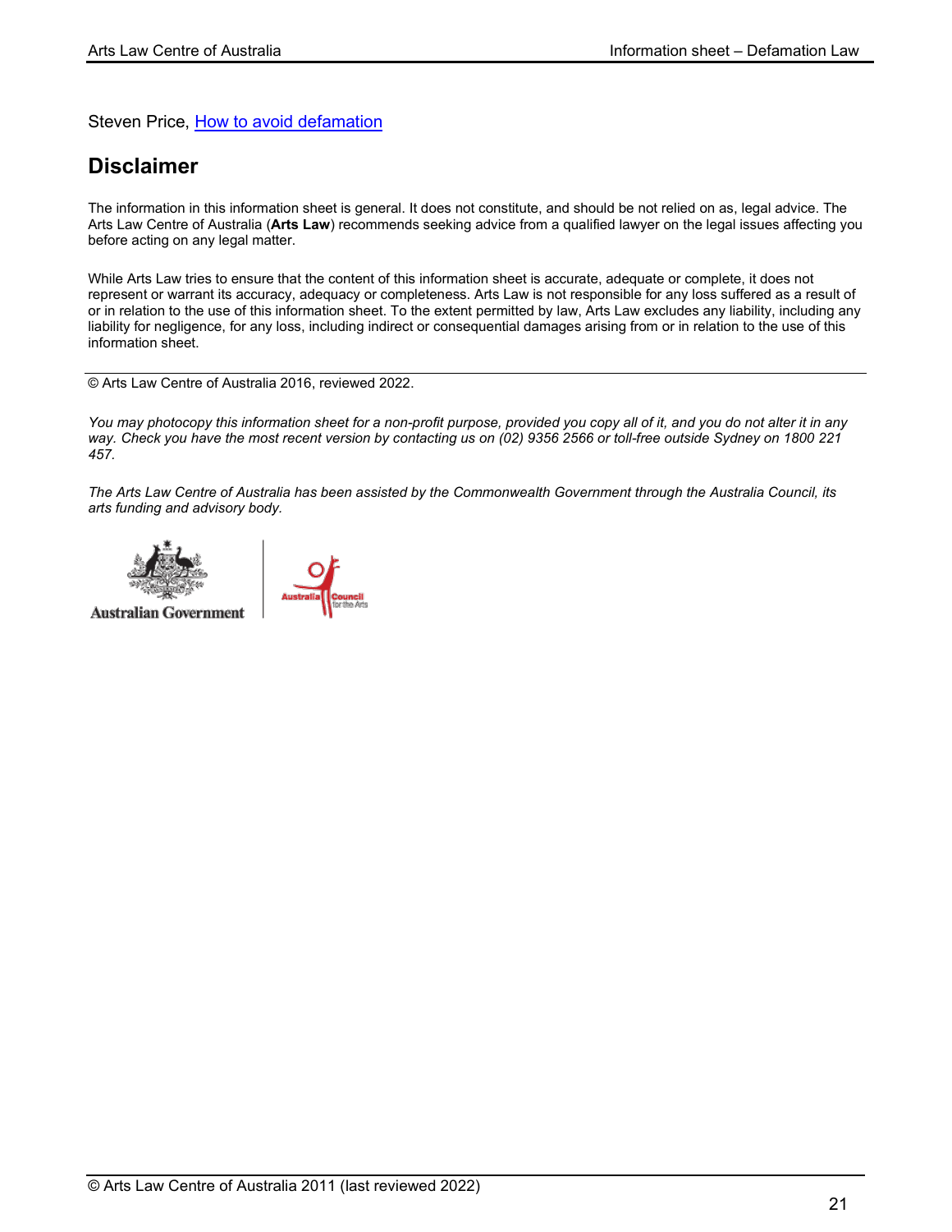Steven Price, [How to avoid defamation]

## Disclaimer

The information in this information sheet is general. It does not constitute, and should be not relied on as, legal advice. The Arts Law Centre of Australia (**Arts Law**) recommends seeking advice from a qualified lawyer on the legal issues affecting you before acting on any legal matter.

While Arts Law tries to ensure that the content of this information sheet is accurate, adequate or complete, it does not represent or warrant its accuracy, adequacy or completeness. Arts Law is not responsible for any loss suffered as a result of or in relation to the use of this information sheet. To the extent permitted by law, Arts Law excludes any liability, including any liability for negligence, for any loss, including indirect or consequential damages arising from or in relation to the use of this information sheet.

---

© Arts Law Centre of Australia 2016, reviewed 2022.

*You may photocopy this information sheet for a non-profit purpose, provided you copy all of it, and you do not alter it in any way. Check you have the most recent version by contacting us on (02) 9356 2566 or toll-free outside Sydney on 1800 221 457.*

*The Arts Law Centre of Australia has been assisted by the Commonwealth Government through the Australia Council, its arts funding and advisory body.*

Australian Government

Australia Council for the Arts